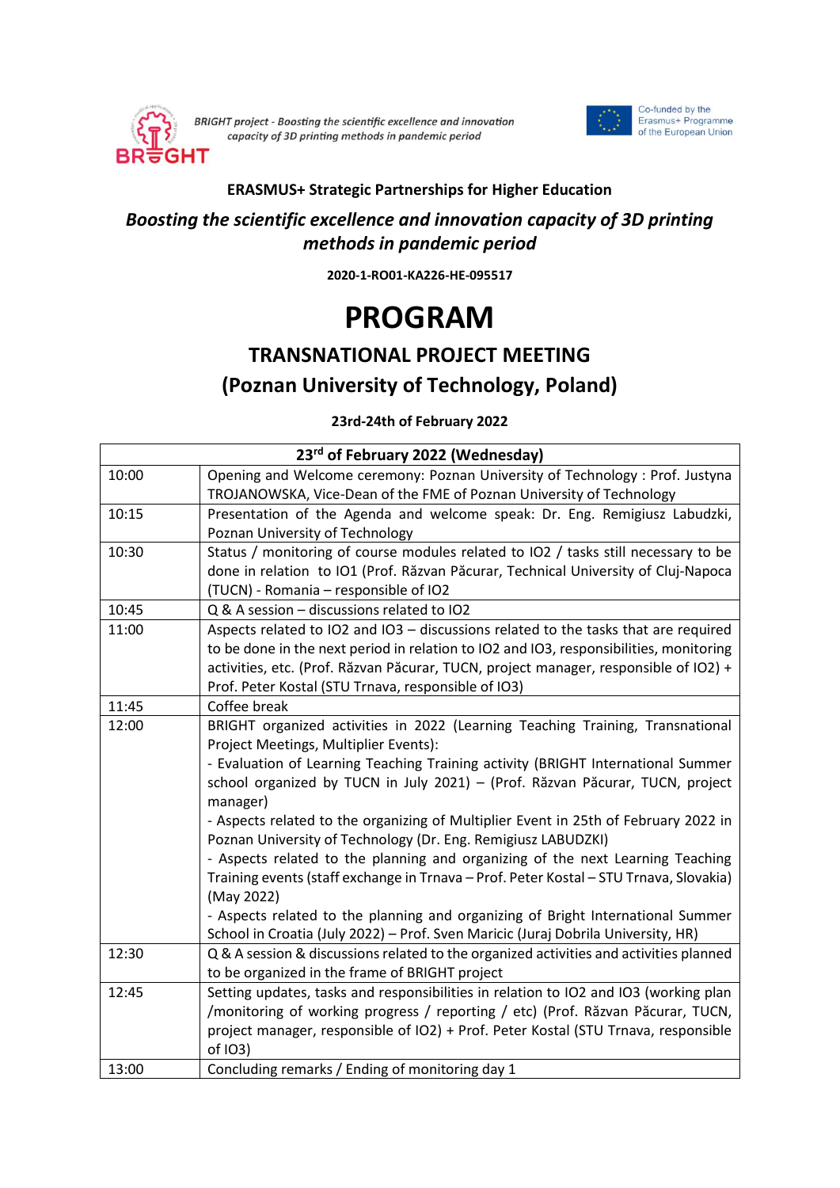BRIGHT project - Boosting the scientific excellence and innovation capacity of 3D printing methods in pandemic period

Co-funded by the Erasmus+ Programme of the European Union

**ERASMUS+ Strategic Partnerships for Higher Education**

***Boosting the scientific excellence and innovation capacity of 3D printing methods in pandemic period***

**2020-1-RO01-KA226-HE-095517**

# PROGRAM

## TRANSNATIONAL PROJECT MEETING
## (Poznan University of Technology, Poland)

**23rd-24th of February 2022**

| 23rd of February 2022 (Wednesday) | |
|---|---|
| 10:00 | Opening and Welcome ceremony: Poznan University of Technology : Prof. Justyna TROJANOWSKA, Vice-Dean of the FME of Poznan University of Technology |
| 10:15 | Presentation of the Agenda and welcome speak: Dr. Eng. Remigiusz Labudzki, Poznan University of Technology |
| 10:30 | Status / monitoring of course modules related to IO2 / tasks still necessary to be done in relation to IO1 (Prof. Răzvan Păcurar, Technical University of Cluj-Napoca (TUCN) - Romania – responsible of IO2 |
| 10:45 | Q & A session – discussions related to IO2 |
| 11:00 | Aspects related to IO2 and IO3 – discussions related to the tasks that are required to be done in the next period in relation to IO2 and IO3, responsibilities, monitoring activities, etc. (Prof. Răzvan Păcurar, TUCN, project manager, responsible of IO2) + Prof. Peter Kostal (STU Trnava, responsible of IO3) |
| 11:45 | Coffee break |
| 12:00 | BRIGHT organized activities in 2022 (Learning Teaching Training, Transnational Project Meetings, Multiplier Events):<br>- Evaluation of Learning Teaching Training activity (BRIGHT International Summer school organized by TUCN in July 2021) – (Prof. Răzvan Păcurar, TUCN, project manager)<br>- Aspects related to the organizing of Multiplier Event in 25th of February 2022 in Poznan University of Technology (Dr. Eng. Remigiusz LABUDZKI)<br>- Aspects related to the planning and organizing of the next Learning Teaching Training events (staff exchange in Trnava – Prof. Peter Kostal – STU Trnava, Slovakia) (May 2022)<br>- Aspects related to the planning and organizing of Bright International Summer School in Croatia (July 2022) – Prof. Sven Maricic (Juraj Dobrila University, HR) |
| 12:30 | Q & A session & discussions related to the organized activities and activities planned to be organized in the frame of BRIGHT project |
| 12:45 | Setting updates, tasks and responsibilities in relation to IO2 and IO3 (working plan /monitoring of working progress / reporting / etc) (Prof. Răzvan Păcurar, TUCN, project manager, responsible of IO2) + Prof. Peter Kostal (STU Trnava, responsible of IO3) |
| 13:00 | Concluding remarks / Ending of monitoring day 1 |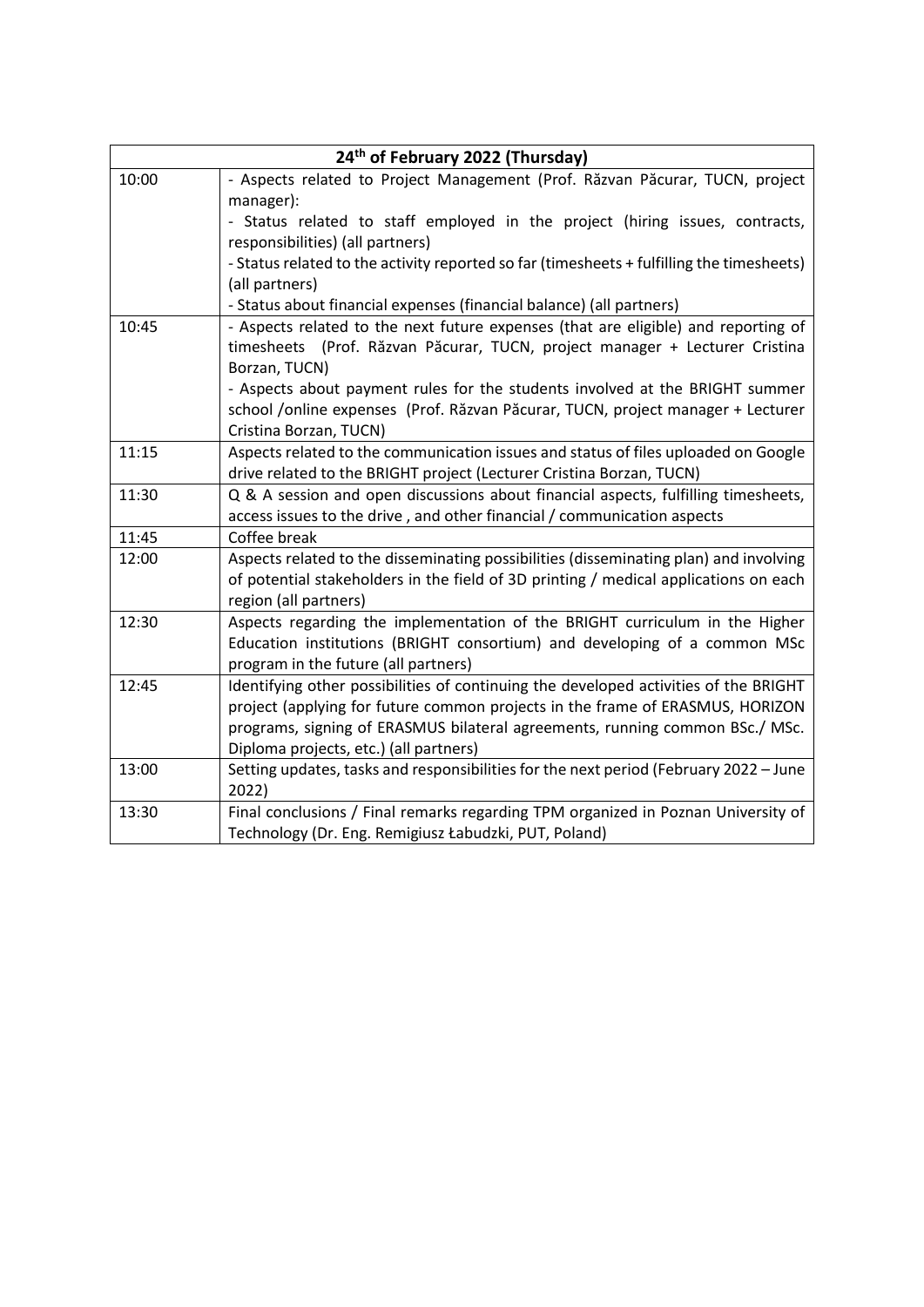| 24th of February 2022 (Thursday) | |
|---|---|
| 10:00 | - Aspects related to Project Management (Prof. Răzvan Păcurar, TUCN, project manager):<br>- Status related to staff employed in the project (hiring issues, contracts, responsibilities) (all partners)<br>- Status related to the activity reported so far (timesheets + fulfilling the timesheets) (all partners)<br>- Status about financial expenses (financial balance) (all partners) |
| 10:45 | - Aspects related to the next future expenses (that are eligible) and reporting of timesheets (Prof. Răzvan Păcurar, TUCN, project manager + Lecturer Cristina Borzan, TUCN)<br>- Aspects about payment rules for the students involved at the BRIGHT summer school /online expenses (Prof. Răzvan Păcurar, TUCN, project manager + Lecturer Cristina Borzan, TUCN) |
| 11:15 | Aspects related to the communication issues and status of files uploaded on Google drive related to the BRIGHT project (Lecturer Cristina Borzan, TUCN) |
| 11:30 | Q & A session and open discussions about financial aspects, fulfilling timesheets, access issues to the drive , and other financial / communication aspects |
| 11:45 | Coffee break |
| 12:00 | Aspects related to the disseminating possibilities (disseminating plan) and involving of potential stakeholders in the field of 3D printing / medical applications on each region (all partners) |
| 12:30 | Aspects regarding the implementation of the BRIGHT curriculum in the Higher Education institutions (BRIGHT consortium) and developing of a common MSc program in the future (all partners) |
| 12:45 | Identifying other possibilities of continuing the developed activities of the BRIGHT project (applying for future common projects in the frame of ERASMUS, HORIZON programs, signing of ERASMUS bilateral agreements, running common BSc./ MSc. Diploma projects, etc.) (all partners) |
| 13:00 | Setting updates, tasks and responsibilities for the next period (February 2022 – June 2022) |
| 13:30 | Final conclusions / Final remarks regarding TPM organized in Poznan University of Technology (Dr. Eng. Remigiusz Łabudzki, PUT, Poland) |